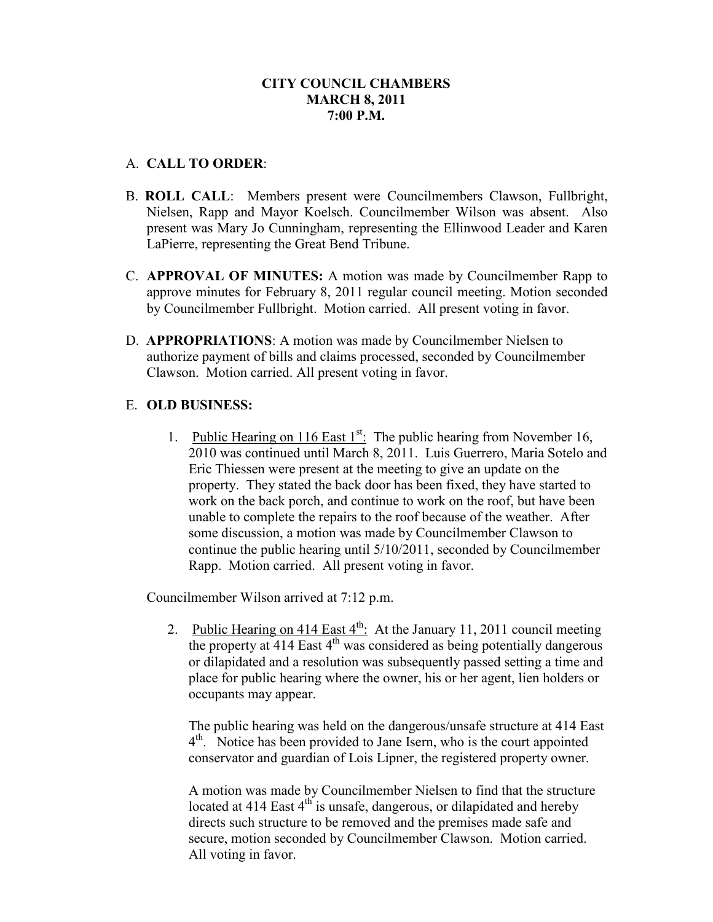# CITY COUNCIL CHAMBERS
# MARCH 8, 2011
# 7:00 P.M.

A. **CALL TO ORDER**:

B. **ROLL CALL**: Members present were Councilmembers Clawson, Fullbright, Nielsen, Rapp and Mayor Koelsch. Councilmember Wilson was absent. Also present was Mary Jo Cunningham, representing the Ellinwood Leader and Karen LaPierre, representing the Great Bend Tribune.

C. **APPROVAL OF MINUTES:** A motion was made by Councilmember Rapp to approve minutes for February 8, 2011 regular council meeting. Motion seconded by Councilmember Fullbright. Motion carried. All present voting in favor.

D. **APPROPRIATIONS**: A motion was made by Councilmember Nielsen to authorize payment of bills and claims processed, seconded by Councilmember Clawson. Motion carried. All present voting in favor.

E. **OLD BUSINESS:**

1. Public Hearing on 116 East 1st: The public hearing from November 16, 2010 was continued until March 8, 2011. Luis Guerrero, Maria Sotelo and Eric Thiessen were present at the meeting to give an update on the property. They stated the back door has been fixed, they have started to work on the back porch, and continue to work on the roof, but have been unable to complete the repairs to the roof because of the weather. After some discussion, a motion was made by Councilmember Clawson to continue the public hearing until 5/10/2011, seconded by Councilmember Rapp. Motion carried. All present voting in favor.

Councilmember Wilson arrived at 7:12 p.m.

2. Public Hearing on 414 East 4th: At the January 11, 2011 council meeting the property at 414 East 4th was considered as being potentially dangerous or dilapidated and a resolution was subsequently passed setting a time and place for public hearing where the owner, his or her agent, lien holders or occupants may appear.

   The public hearing was held on the dangerous/unsafe structure at 414 East 4th. Notice has been provided to Jane Isern, who is the court appointed conservator and guardian of Lois Lipner, the registered property owner.

   A motion was made by Councilmember Nielsen to find that the structure located at 414 East 4th is unsafe, dangerous, or dilapidated and hereby directs such structure to be removed and the premises made safe and secure, motion seconded by Councilmember Clawson. Motion carried. All voting in favor.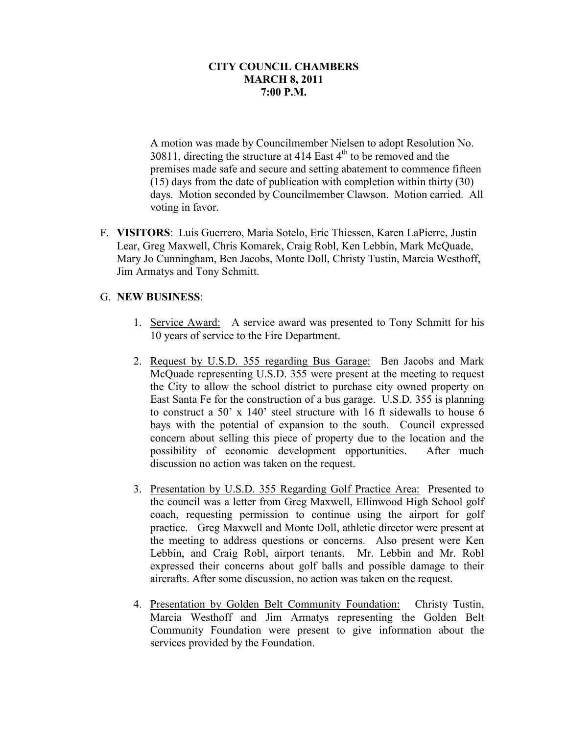**CITY COUNCIL CHAMBERS**
**MARCH 8, 2011**
**7:00 P.M.**

A motion was made by Councilmember Nielsen to adopt Resolution No. 30811, directing the structure at 414 East 4th to be removed and the premises made safe and secure and setting abatement to commence fifteen (15) days from the date of publication with completion within thirty (30) days. Motion seconded by Councilmember Clawson. Motion carried. All voting in favor.

F. **VISITORS**: Luis Guerrero, Maria Sotelo, Eric Thiessen, Karen LaPierre, Justin Lear, Greg Maxwell, Chris Komarek, Craig Robl, Ken Lebbin, Mark McQuade, Mary Jo Cunningham, Ben Jacobs, Monte Doll, Christy Tustin, Marcia Westhoff, Jim Armatys and Tony Schmitt.

G. **NEW BUSINESS**:

1. Service Award: A service award was presented to Tony Schmitt for his 10 years of service to the Fire Department.

2. Request by U.S.D. 355 regarding Bus Garage: Ben Jacobs and Mark McQuade representing U.S.D. 355 were present at the meeting to request the City to allow the school district to purchase city owned property on East Santa Fe for the construction of a bus garage. U.S.D. 355 is planning to construct a 50' x 140' steel structure with 16 ft sidewalls to house 6 bays with the potential of expansion to the south. Council expressed concern about selling this piece of property due to the location and the possibility of economic development opportunities. After much discussion no action was taken on the request.

3. Presentation by U.S.D. 355 Regarding Golf Practice Area: Presented to the council was a letter from Greg Maxwell, Ellinwood High School golf coach, requesting permission to continue using the airport for golf practice. Greg Maxwell and Monte Doll, athletic director were present at the meeting to address questions or concerns. Also present were Ken Lebbin, and Craig Robl, airport tenants. Mr. Lebbin and Mr. Robl expressed their concerns about golf balls and possible damage to their aircrafts. After some discussion, no action was taken on the request.

4. Presentation by Golden Belt Community Foundation: Christy Tustin, Marcia Westhoff and Jim Armatys representing the Golden Belt Community Foundation were present to give information about the services provided by the Foundation.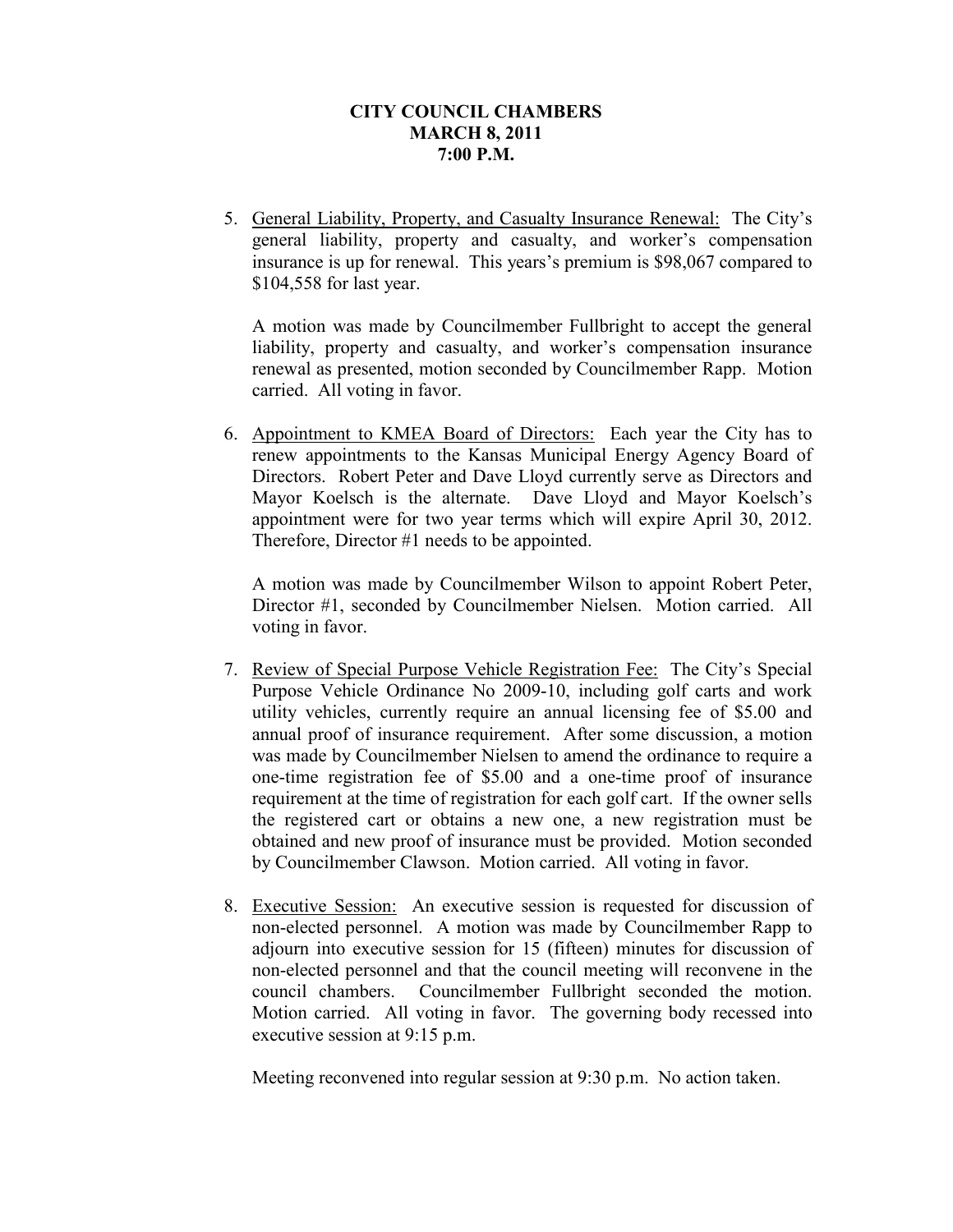**CITY COUNCIL CHAMBERS**
**MARCH 8, 2011**
**7:00 P.M.**

5. General Liability, Property, and Casualty Insurance Renewal: The City's general liability, property and casualty, and worker's compensation insurance is up for renewal. This years's premium is $98,067 compared to $104,558 for last year.

   A motion was made by Councilmember Fullbright to accept the general liability, property and casualty, and worker's compensation insurance renewal as presented, motion seconded by Councilmember Rapp. Motion carried. All voting in favor.

6. Appointment to KMEA Board of Directors: Each year the City has to renew appointments to the Kansas Municipal Energy Agency Board of Directors. Robert Peter and Dave Lloyd currently serve as Directors and Mayor Koelsch is the alternate. Dave Lloyd and Mayor Koelsch's appointment were for two year terms which will expire April 30, 2012. Therefore, Director #1 needs to be appointed.

   A motion was made by Councilmember Wilson to appoint Robert Peter, Director #1, seconded by Councilmember Nielsen. Motion carried. All voting in favor.

7. Review of Special Purpose Vehicle Registration Fee: The City's Special Purpose Vehicle Ordinance No 2009-10, including golf carts and work utility vehicles, currently require an annual licensing fee of $5.00 and annual proof of insurance requirement. After some discussion, a motion was made by Councilmember Nielsen to amend the ordinance to require a one-time registration fee of $5.00 and a one-time proof of insurance requirement at the time of registration for each golf cart. If the owner sells the registered cart or obtains a new one, a new registration must be obtained and new proof of insurance must be provided. Motion seconded by Councilmember Clawson. Motion carried. All voting in favor.

8. Executive Session: An executive session is requested for discussion of non-elected personnel. A motion was made by Councilmember Rapp to adjourn into executive session for 15 (fifteen) minutes for discussion of non-elected personnel and that the council meeting will reconvene in the council chambers. Councilmember Fullbright seconded the motion. Motion carried. All voting in favor. The governing body recessed into executive session at 9:15 p.m.

   Meeting reconvened into regular session at 9:30 p.m. No action taken.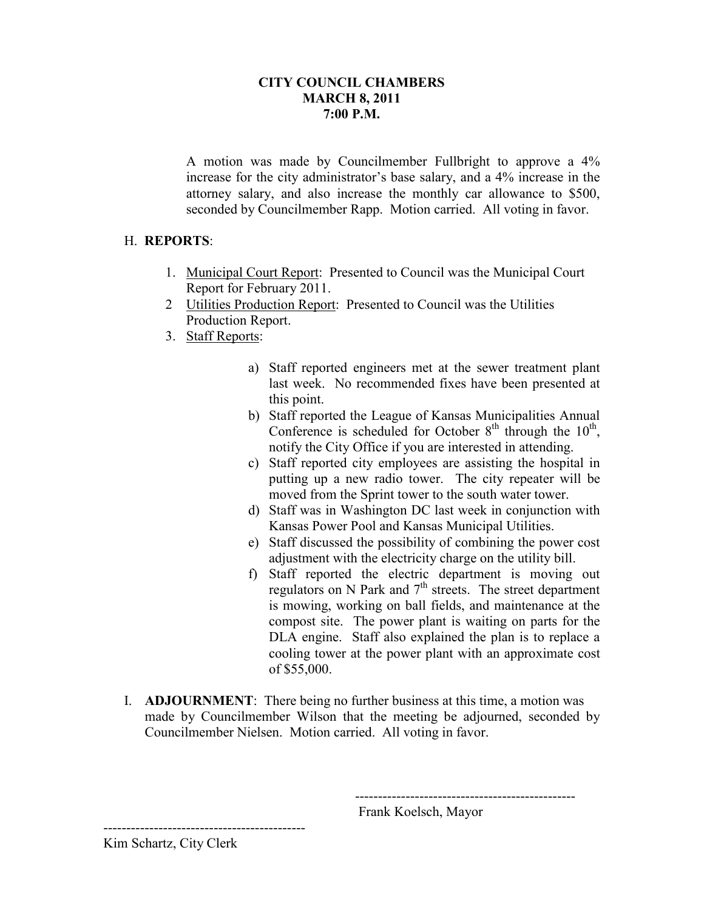**CITY COUNCIL CHAMBERS**
**MARCH 8, 2011**
**7:00 P.M.**

A motion was made by Councilmember Fullbright to approve a 4% increase for the city administrator's base salary, and a 4% increase in the attorney salary, and also increase the monthly car allowance to $500, seconded by Councilmember Rapp. Motion carried. All voting in favor.

H. **REPORTS**:

1. Municipal Court Report: Presented to Council was the Municipal Court Report for February 2011.
2 Utilities Production Report: Presented to Council was the Utilities Production Report.
3. Staff Reports:

   a) Staff reported engineers met at the sewer treatment plant last week. No recommended fixes have been presented at this point.
   b) Staff reported the League of Kansas Municipalities Annual Conference is scheduled for October 8th through the 10th, notify the City Office if you are interested in attending.
   c) Staff reported city employees are assisting the hospital in putting up a new radio tower. The city repeater will be moved from the Sprint tower to the south water tower.
   d) Staff was in Washington DC last week in conjunction with Kansas Power Pool and Kansas Municipal Utilities.
   e) Staff discussed the possibility of combining the power cost adjustment with the electricity charge on the utility bill.
   f) Staff reported the electric department is moving out regulators on N Park and 7th streets. The street department is mowing, working on ball fields, and maintenance at the compost site. The power plant is waiting on parts for the DLA engine. Staff also explained the plan is to replace a cooling tower at the power plant with an approximate cost of $55,000.

I. **ADJOURNMENT**: There being no further business at this time, a motion was made by Councilmember Wilson that the meeting be adjourned, seconded by Councilmember Nielsen. Motion carried. All voting in favor.

-----------------------------------------------
Frank Koelsch, Mayor

--------------------------------------------
Kim Schartz, City Clerk